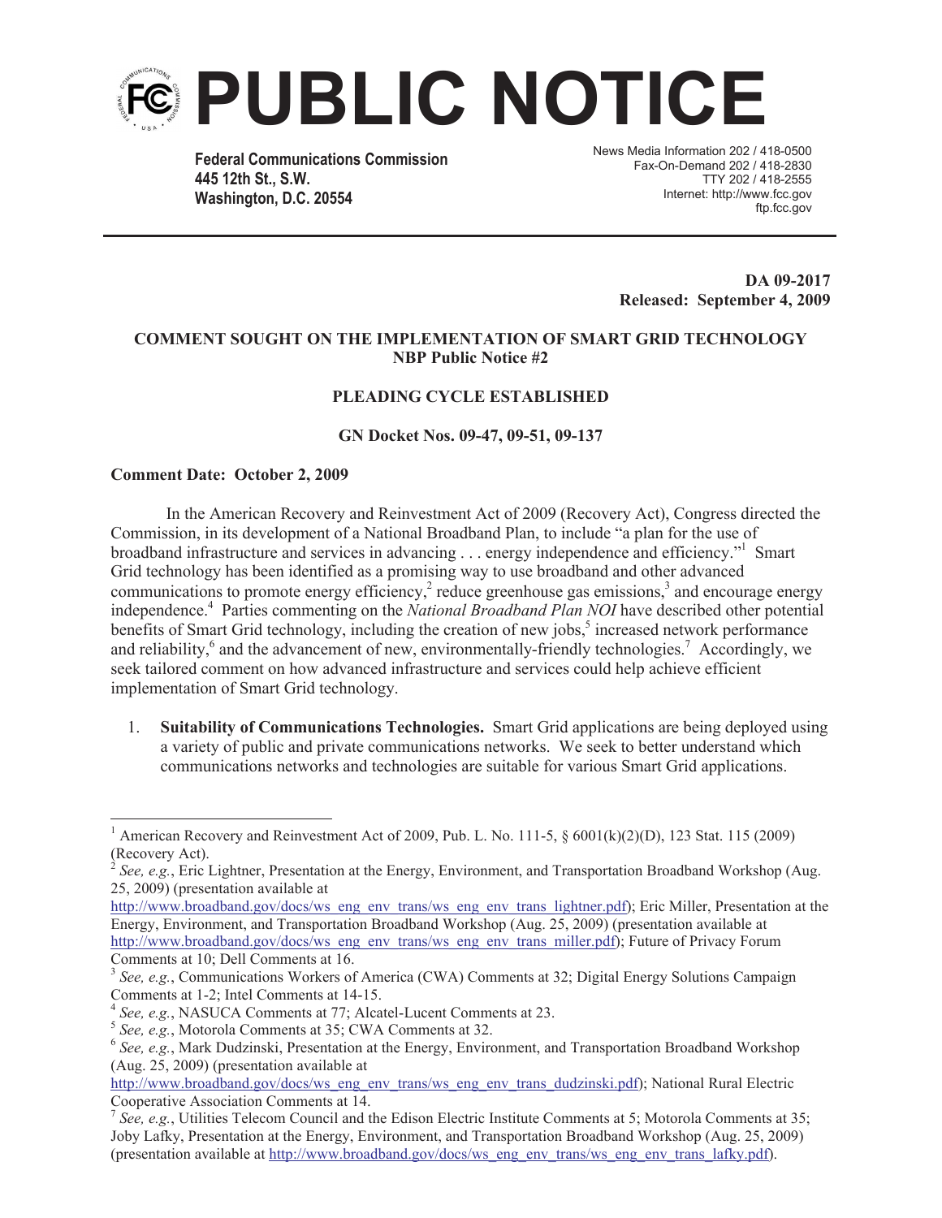# PUBLIC NOTICE

**Federal Communications Commission**
**445 12th St., S.W.**
**Washington, D.C. 20554**

News Media Information 202 / 418-0500
Fax-On-Demand 202 / 418-2830
TTY 202 / 418-2555
Internet: http://www.fcc.gov
ftp.fcc.gov

**DA 09-2017**
**Released: September 4, 2009**

**COMMENT SOUGHT ON THE IMPLEMENTATION OF SMART GRID TECHNOLOGY**
**NBP Public Notice #2**

**PLEADING CYCLE ESTABLISHED**

**GN Docket Nos. 09-47, 09-51, 09-137**

**Comment Date: October 2, 2009**

In the American Recovery and Reinvestment Act of 2009 (Recovery Act), Congress directed the Commission, in its development of a National Broadband Plan, to include "a plan for the use of broadband infrastructure and services in advancing . . . energy independence and efficiency."[1] Smart Grid technology has been identified as a promising way to use broadband and other advanced communications to promote energy efficiency,[2] reduce greenhouse gas emissions,[3] and encourage energy independence.[4] Parties commenting on the *National Broadband Plan NOI* have described other potential benefits of Smart Grid technology, including the creation of new jobs,[5] increased network performance and reliability,[6] and the advancement of new, environmentally-friendly technologies.[7] Accordingly, we seek tailored comment on how advanced infrastructure and services could help achieve efficient implementation of Smart Grid technology.

1. **Suitability of Communications Technologies.** Smart Grid applications are being deployed using a variety of public and private communications networks. We seek to better understand which communications networks and technologies are suitable for various Smart Grid applications.

---

[1] American Recovery and Reinvestment Act of 2009, Pub. L. No. 111-5, § 6001(k)(2)(D), 123 Stat. 115 (2009) (Recovery Act).

[2] *See, e.g.*, Eric Lightner, Presentation at the Energy, Environment, and Transportation Broadband Workshop (Aug. 25, 2009) (presentation available at http://www.broadband.gov/docs/ws_eng_env_trans/ws_eng_env_trans_lightner.pdf); Eric Miller, Presentation at the Energy, Environment, and Transportation Broadband Workshop (Aug. 25, 2009) (presentation available at http://www.broadband.gov/docs/ws_eng_env_trans/ws_eng_env_trans_miller.pdf); Future of Privacy Forum Comments at 10; Dell Comments at 16.

[3] *See, e.g.*, Communications Workers of America (CWA) Comments at 32; Digital Energy Solutions Campaign Comments at 1-2; Intel Comments at 14-15.

[4] *See, e.g.*, NASUCA Comments at 77; Alcatel-Lucent Comments at 23.

[5] *See, e.g.*, Motorola Comments at 35; CWA Comments at 32.

[6] *See, e.g.*, Mark Dudzinski, Presentation at the Energy, Environment, and Transportation Broadband Workshop (Aug. 25, 2009) (presentation available at http://www.broadband.gov/docs/ws_eng_env_trans/ws_eng_env_trans_dudzinski.pdf); National Rural Electric Cooperative Association Comments at 14.

[7] *See, e.g.*, Utilities Telecom Council and the Edison Electric Institute Comments at 5; Motorola Comments at 35; Joby Lafky, Presentation at the Energy, Environment, and Transportation Broadband Workshop (Aug. 25, 2009) (presentation available at http://www.broadband.gov/docs/ws_eng_env_trans/ws_eng_env_trans_lafky.pdf).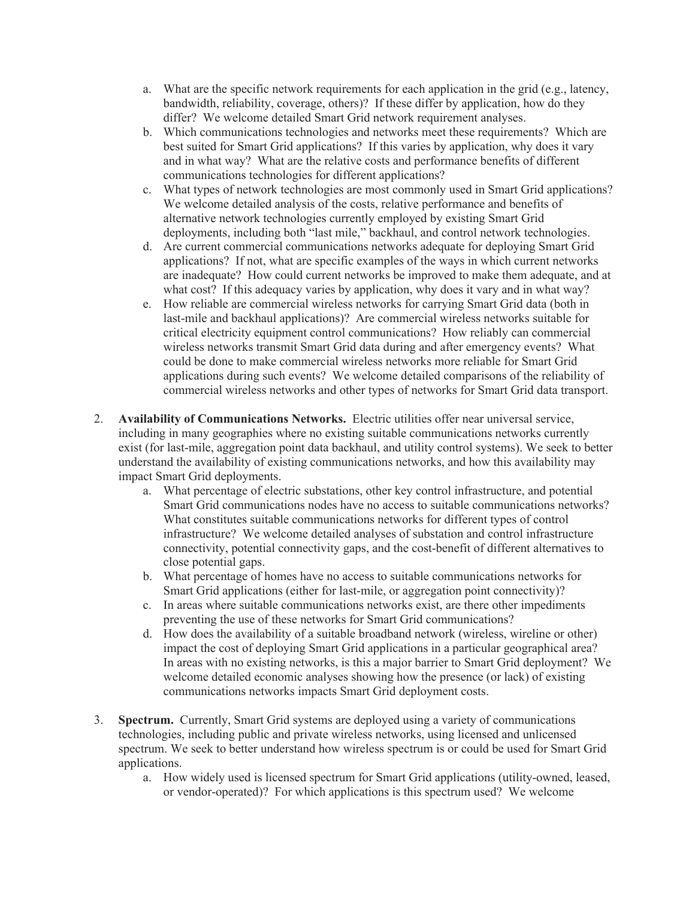a. What are the specific network requirements for each application in the grid (e.g., latency, bandwidth, reliability, coverage, others)? If these differ by application, how do they differ? We welcome detailed Smart Grid network requirement analyses.
b. Which communications technologies and networks meet these requirements? Which are best suited for Smart Grid applications? If this varies by application, why does it vary and in what way? What are the relative costs and performance benefits of different communications technologies for different applications?
c. What types of network technologies are most commonly used in Smart Grid applications? We welcome detailed analysis of the costs, relative performance and benefits of alternative network technologies currently employed by existing Smart Grid deployments, including both "last mile," backhaul, and control network technologies.
d. Are current commercial communications networks adequate for deploying Smart Grid applications? If not, what are specific examples of the ways in which current networks are inadequate? How could current networks be improved to make them adequate, and at what cost? If this adequacy varies by application, why does it vary and in what way?
e. How reliable are commercial wireless networks for carrying Smart Grid data (both in last-mile and backhaul applications)? Are commercial wireless networks suitable for critical electricity equipment control communications? How reliably can commercial wireless networks transmit Smart Grid data during and after emergency events? What could be done to make commercial wireless networks more reliable for Smart Grid applications during such events? We welcome detailed comparisons of the reliability of commercial wireless networks and other types of networks for Smart Grid data transport.

2. **Availability of Communications Networks.** Electric utilities offer near universal service, including in many geographies where no existing suitable communications networks currently exist (for last-mile, aggregation point data backhaul, and utility control systems). We seek to better understand the availability of existing communications networks, and how this availability may impact Smart Grid deployments.
    a. What percentage of electric substations, other key control infrastructure, and potential Smart Grid communications nodes have no access to suitable communications networks? What constitutes suitable communications networks for different types of control infrastructure? We welcome detailed analyses of substation and control infrastructure connectivity, potential connectivity gaps, and the cost-benefit of different alternatives to close potential gaps.
    b. What percentage of homes have no access to suitable communications networks for Smart Grid applications (either for last-mile, or aggregation point connectivity)?
    c. In areas where suitable communications networks exist, are there other impediments preventing the use of these networks for Smart Grid communications?
    d. How does the availability of a suitable broadband network (wireless, wireline or other) impact the cost of deploying Smart Grid applications in a particular geographical area? In areas with no existing networks, is this a major barrier to Smart Grid deployment? We welcome detailed economic analyses showing how the presence (or lack) of existing communications networks impacts Smart Grid deployment costs.

3. **Spectrum.** Currently, Smart Grid systems are deployed using a variety of communications technologies, including public and private wireless networks, using licensed and unlicensed spectrum. We seek to better understand how wireless spectrum is or could be used for Smart Grid applications.
    a. How widely used is licensed spectrum for Smart Grid applications (utility-owned, leased, or vendor-operated)? For which applications is this spectrum used? We welcome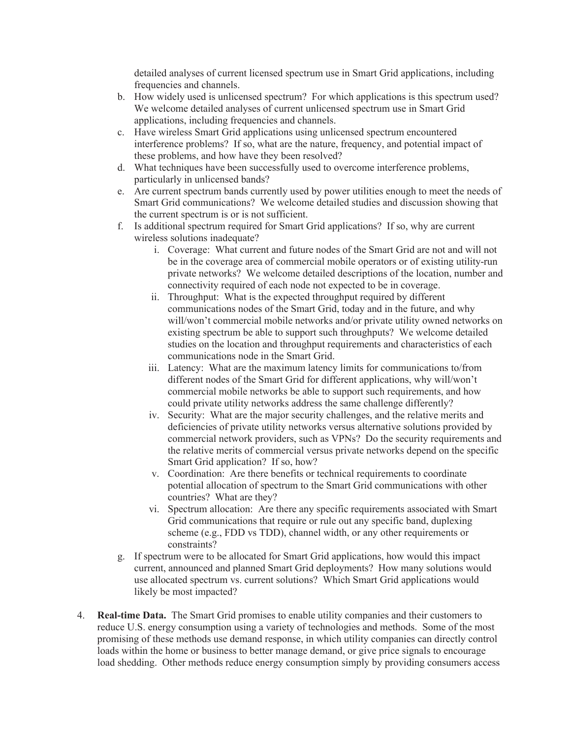detailed analyses of current licensed spectrum use in Smart Grid applications, including frequencies and channels.

b. How widely used is unlicensed spectrum? For which applications is this spectrum used? We welcome detailed analyses of current unlicensed spectrum use in Smart Grid applications, including frequencies and channels.

c. Have wireless Smart Grid applications using unlicensed spectrum encountered interference problems? If so, what are the nature, frequency, and potential impact of these problems, and how have they been resolved?

d. What techniques have been successfully used to overcome interference problems, particularly in unlicensed bands?

e. Are current spectrum bands currently used by power utilities enough to meet the needs of Smart Grid communications? We welcome detailed studies and discussion showing that the current spectrum is or is not sufficient.

f. Is additional spectrum required for Smart Grid applications? If so, why are current wireless solutions inadequate?

   i. Coverage: What current and future nodes of the Smart Grid are not and will not be in the coverage area of commercial mobile operators or of existing utility-run private networks? We welcome detailed descriptions of the location, number and connectivity required of each node not expected to be in coverage.

   ii. Throughput: What is the expected throughput required by different communications nodes of the Smart Grid, today and in the future, and why will/won't commercial mobile networks and/or private utility owned networks on existing spectrum be able to support such throughputs? We welcome detailed studies on the location and throughput requirements and characteristics of each communications node in the Smart Grid.

   iii. Latency: What are the maximum latency limits for communications to/from different nodes of the Smart Grid for different applications, why will/won't commercial mobile networks be able to support such requirements, and how could private utility networks address the same challenge differently?

   iv. Security: What are the major security challenges, and the relative merits and deficiencies of private utility networks versus alternative solutions provided by commercial network providers, such as VPNs? Do the security requirements and the relative merits of commercial versus private networks depend on the specific Smart Grid application? If so, how?

   v. Coordination: Are there benefits or technical requirements to coordinate potential allocation of spectrum to the Smart Grid communications with other countries? What are they?

   vi. Spectrum allocation: Are there any specific requirements associated with Smart Grid communications that require or rule out any specific band, duplexing scheme (e.g., FDD vs TDD), channel width, or any other requirements or constraints?

g. If spectrum were to be allocated for Smart Grid applications, how would this impact current, announced and planned Smart Grid deployments? How many solutions would use allocated spectrum vs. current solutions? Which Smart Grid applications would likely be most impacted?

4. **Real-time Data.** The Smart Grid promises to enable utility companies and their customers to reduce U.S. energy consumption using a variety of technologies and methods. Some of the most promising of these methods use demand response, in which utility companies can directly control loads within the home or business to better manage demand, or give price signals to encourage load shedding. Other methods reduce energy consumption simply by providing consumers access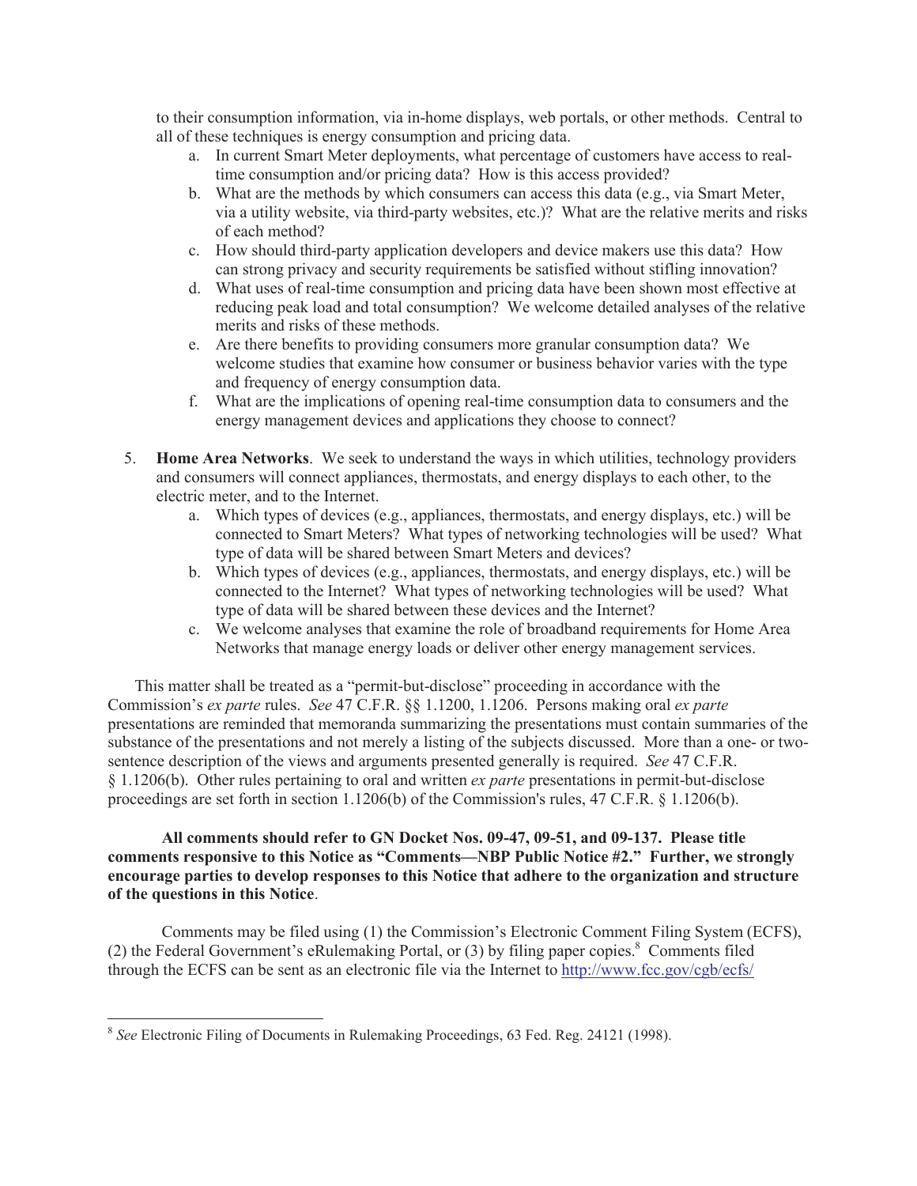to their consumption information, via in-home displays, web portals, or other methods. Central to all of these techniques is energy consumption and pricing data.

   a. In current Smart Meter deployments, what percentage of customers have access to real-time consumption and/or pricing data? How is this access provided?
   b. What are the methods by which consumers can access this data (e.g., via Smart Meter, via a utility website, via third-party websites, etc.)? What are the relative merits and risks of each method?
   c. How should third-party application developers and device makers use this data? How can strong privacy and security requirements be satisfied without stifling innovation?
   d. What uses of real-time consumption and pricing data have been shown most effective at reducing peak load and total consumption? We welcome detailed analyses of the relative merits and risks of these methods.
   e. Are there benefits to providing consumers more granular consumption data? We welcome studies that examine how consumer or business behavior varies with the type and frequency of energy consumption data.
   f. What are the implications of opening real-time consumption data to consumers and the energy management devices and applications they choose to connect?

5. **Home Area Networks**. We seek to understand the ways in which utilities, technology providers and consumers will connect appliances, thermostats, and energy displays to each other, to the electric meter, and to the Internet.
   a. Which types of devices (e.g., appliances, thermostats, and energy displays, etc.) will be connected to Smart Meters? What types of networking technologies will be used? What type of data will be shared between Smart Meters and devices?
   b. Which types of devices (e.g., appliances, thermostats, and energy displays, etc.) will be connected to the Internet? What types of networking technologies will be used? What type of data will be shared between these devices and the Internet?
   c. We welcome analyses that examine the role of broadband requirements for Home Area Networks that manage energy loads or deliver other energy management services.

This matter shall be treated as a "permit-but-disclose" proceeding in accordance with the Commission's *ex parte* rules. *See* 47 C.F.R. §§ 1.1200, 1.1206. Persons making oral *ex parte* presentations are reminded that memoranda summarizing the presentations must contain summaries of the substance of the presentations and not merely a listing of the subjects discussed. More than a one- or two-sentence description of the views and arguments presented generally is required. *See* 47 C.F.R. § 1.1206(b). Other rules pertaining to oral and written *ex parte* presentations in permit-but-disclose proceedings are set forth in section 1.1206(b) of the Commission's rules, 47 C.F.R. § 1.1206(b).

**All comments should refer to GN Docket Nos. 09-47, 09-51, and 09-137. Please title comments responsive to this Notice as "Comments—NBP Public Notice #2." Further, we strongly encourage parties to develop responses to this Notice that adhere to the organization and structure of the questions in this Notice**.

Comments may be filed using (1) the Commission's Electronic Comment Filing System (ECFS), (2) the Federal Government's eRulemaking Portal, or (3) by filing paper copies.[8] Comments filed through the ECFS can be sent as an electronic file via the Internet to http://www.fcc.gov/cgb/ecfs/

---

[8] *See* Electronic Filing of Documents in Rulemaking Proceedings, 63 Fed. Reg. 24121 (1998).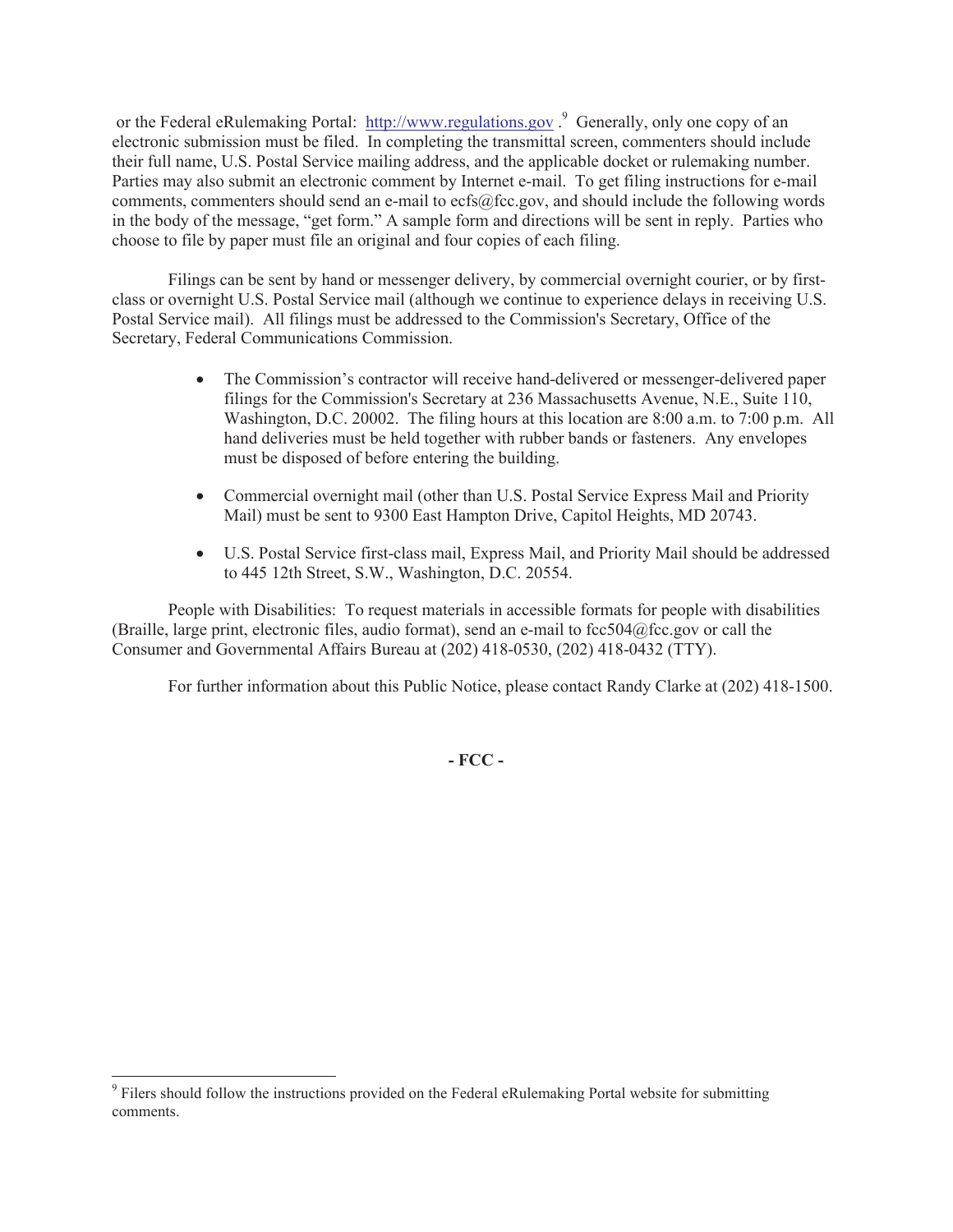or the Federal eRulemaking Portal: http://www.regulations.gov .[9] Generally, only one copy of an electronic submission must be filed. In completing the transmittal screen, commenters should include their full name, U.S. Postal Service mailing address, and the applicable docket or rulemaking number. Parties may also submit an electronic comment by Internet e-mail. To get filing instructions for e-mail comments, commenters should send an e-mail to ecfs@fcc.gov, and should include the following words in the body of the message, "get form." A sample form and directions will be sent in reply. Parties who choose to file by paper must file an original and four copies of each filing.

Filings can be sent by hand or messenger delivery, by commercial overnight courier, or by first-class or overnight U.S. Postal Service mail (although we continue to experience delays in receiving U.S. Postal Service mail). All filings must be addressed to the Commission's Secretary, Office of the Secretary, Federal Communications Commission.

- The Commission's contractor will receive hand-delivered or messenger-delivered paper filings for the Commission's Secretary at 236 Massachusetts Avenue, N.E., Suite 110, Washington, D.C. 20002. The filing hours at this location are 8:00 a.m. to 7:00 p.m. All hand deliveries must be held together with rubber bands or fasteners. Any envelopes must be disposed of before entering the building.

- Commercial overnight mail (other than U.S. Postal Service Express Mail and Priority Mail) must be sent to 9300 East Hampton Drive, Capitol Heights, MD 20743.

- U.S. Postal Service first-class mail, Express Mail, and Priority Mail should be addressed to 445 12th Street, S.W., Washington, D.C. 20554.

People with Disabilities: To request materials in accessible formats for people with disabilities (Braille, large print, electronic files, audio format), send an e-mail to fcc504@fcc.gov or call the Consumer and Governmental Affairs Bureau at (202) 418-0530, (202) 418-0432 (TTY).

For further information about this Public Notice, please contact Randy Clarke at (202) 418-1500.

**- FCC -**

[9] Filers should follow the instructions provided on the Federal eRulemaking Portal website for submitting comments.